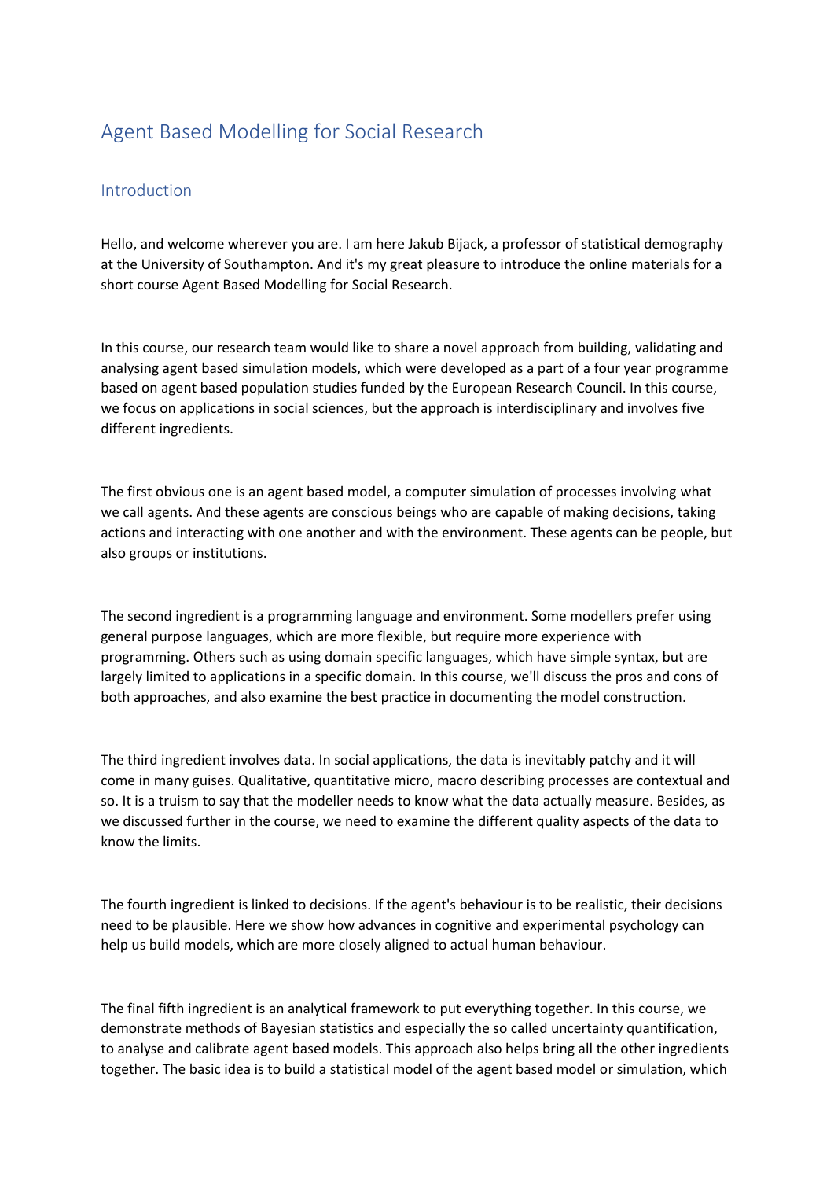# Agent Based Modelling for Social Research

## Introduction

Hello, and welcome wherever you are. I am here Jakub Bijack, a professor of statistical demography at the University of Southampton. And it's my great pleasure to introduce the online materials for a short course Agent Based Modelling for Social Research.

In this course, our research team would like to share a novel approach from building, validating and analysing agent based simulation models, which were developed as a part of a four year programme based on agent based population studies funded by the European Research Council. In this course, we focus on applications in social sciences, but the approach is interdisciplinary and involves five different ingredients.

The first obvious one is an agent based model, a computer simulation of processes involving what we call agents. And these agents are conscious beings who are capable of making decisions, taking actions and interacting with one another and with the environment. These agents can be people, but also groups or institutions.

The second ingredient is a programming language and environment. Some modellers prefer using general purpose languages, which are more flexible, but require more experience with programming. Others such as using domain specific languages, which have simple syntax, but are largely limited to applications in a specific domain. In this course, we'll discuss the pros and cons of both approaches, and also examine the best practice in documenting the model construction.

The third ingredient involves data. In social applications, the data is inevitably patchy and it will come in many guises. Qualitative, quantitative micro, macro describing processes are contextual and so. It is a truism to say that the modeller needs to know what the data actually measure. Besides, as we discussed further in the course, we need to examine the different quality aspects of the data to know the limits.

The fourth ingredient is linked to decisions. If the agent's behaviour is to be realistic, their decisions need to be plausible. Here we show how advances in cognitive and experimental psychology can help us build models, which are more closely aligned to actual human behaviour.

The final fifth ingredient is an analytical framework to put everything together. In this course, we demonstrate methods of Bayesian statistics and especially the so called uncertainty quantification, to analyse and calibrate agent based models. This approach also helps bring all the other ingredients together. The basic idea is to build a statistical model of the agent based model or simulation, which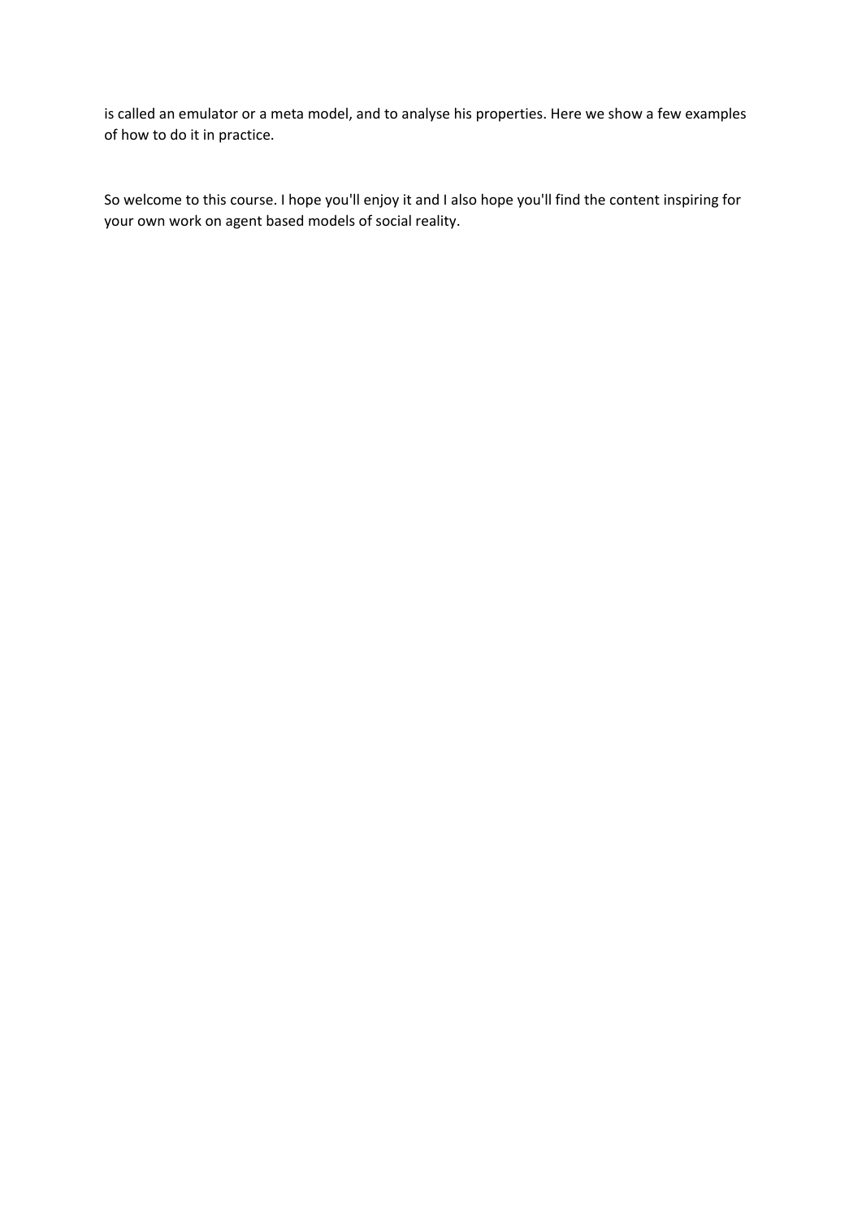is called an emulator or a meta model, and to analyse his properties. Here we show a few examples of how to do it in practice.

So welcome to this course. I hope you'll enjoy it and I also hope you'll find the content inspiring for your own work on agent based models of social reality.